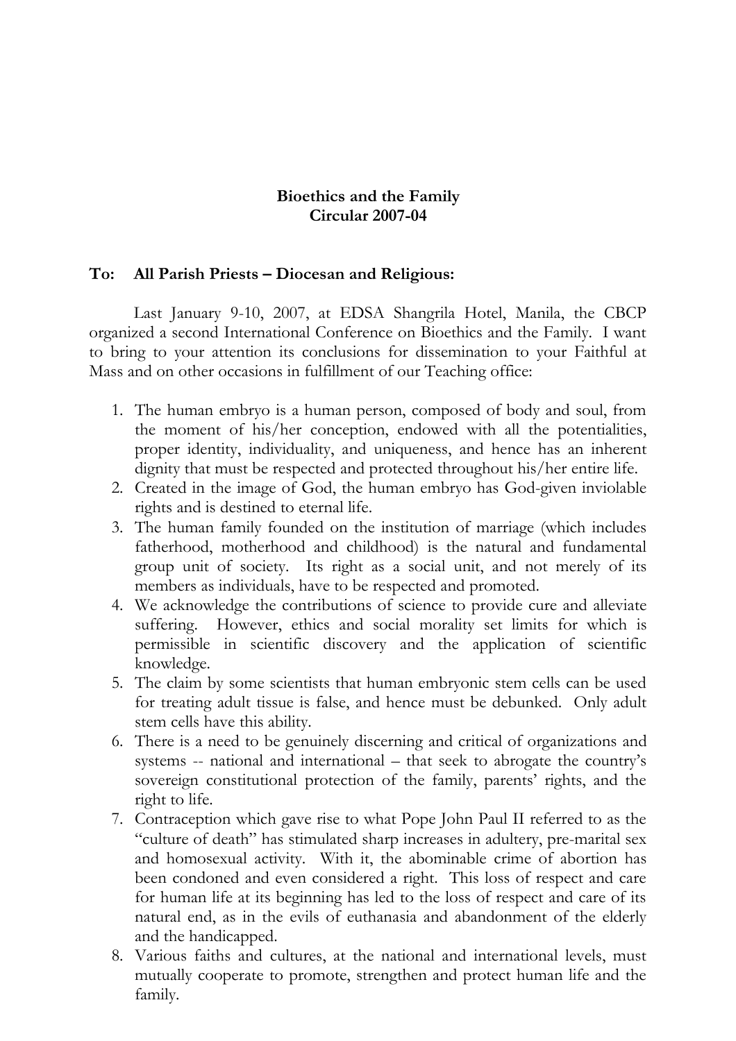**Bioethics and the Family**
**Circular 2007-04**

**To: All Parish Priests – Diocesan and Religious:**

Last January 9-10, 2007, at EDSA Shangrila Hotel, Manila, the CBCP organized a second International Conference on Bioethics and the Family. I want to bring to your attention its conclusions for dissemination to your Faithful at Mass and on other occasions in fulfillment of our Teaching office:

1. The human embryo is a human person, composed of body and soul, from the moment of his/her conception, endowed with all the potentialities, proper identity, individuality, and uniqueness, and hence has an inherent dignity that must be respected and protected throughout his/her entire life.
2. Created in the image of God, the human embryo has God-given inviolable rights and is destined to eternal life.
3. The human family founded on the institution of marriage (which includes fatherhood, motherhood and childhood) is the natural and fundamental group unit of society. Its right as a social unit, and not merely of its members as individuals, have to be respected and promoted.
4. We acknowledge the contributions of science to provide cure and alleviate suffering. However, ethics and social morality set limits for which is permissible in scientific discovery and the application of scientific knowledge.
5. The claim by some scientists that human embryonic stem cells can be used for treating adult tissue is false, and hence must be debunked. Only adult stem cells have this ability.
6. There is a need to be genuinely discerning and critical of organizations and systems -- national and international – that seek to abrogate the country's sovereign constitutional protection of the family, parents' rights, and the right to life.
7. Contraception which gave rise to what Pope John Paul II referred to as the "culture of death" has stimulated sharp increases in adultery, pre-marital sex and homosexual activity. With it, the abominable crime of abortion has been condoned and even considered a right. This loss of respect and care for human life at its beginning has led to the loss of respect and care of its natural end, as in the evils of euthanasia and abandonment of the elderly and the handicapped.
8. Various faiths and cultures, at the national and international levels, must mutually cooperate to promote, strengthen and protect human life and the family.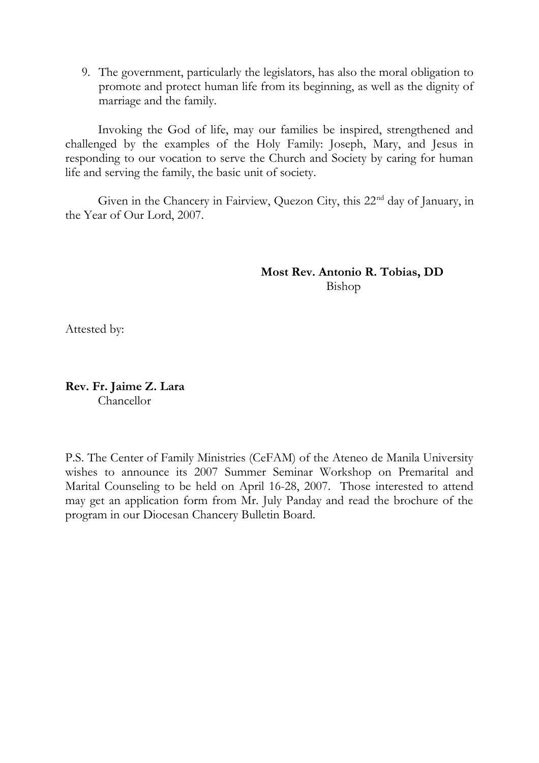9. The government, particularly the legislators, has also the moral obligation to promote and protect human life from its beginning, as well as the dignity of marriage and the family.

Invoking the God of life, may our families be inspired, strengthened and challenged by the examples of the Holy Family: Joseph, Mary, and Jesus in responding to our vocation to serve the Church and Society by caring for human life and serving the family, the basic unit of society.

Given in the Chancery in Fairview, Quezon City, this 22nd day of January, in the Year of Our Lord, 2007.

**Most Rev. Antonio R. Tobias, DD**
Bishop

Attested by:

**Rev. Fr. Jaime Z. Lara**
Chancellor

P.S. The Center of Family Ministries (CeFAM) of the Ateneo de Manila University wishes to announce its 2007 Summer Seminar Workshop on Premarital and Marital Counseling to be held on April 16-28, 2007. Those interested to attend may get an application form from Mr. July Panday and read the brochure of the program in our Diocesan Chancery Bulletin Board.